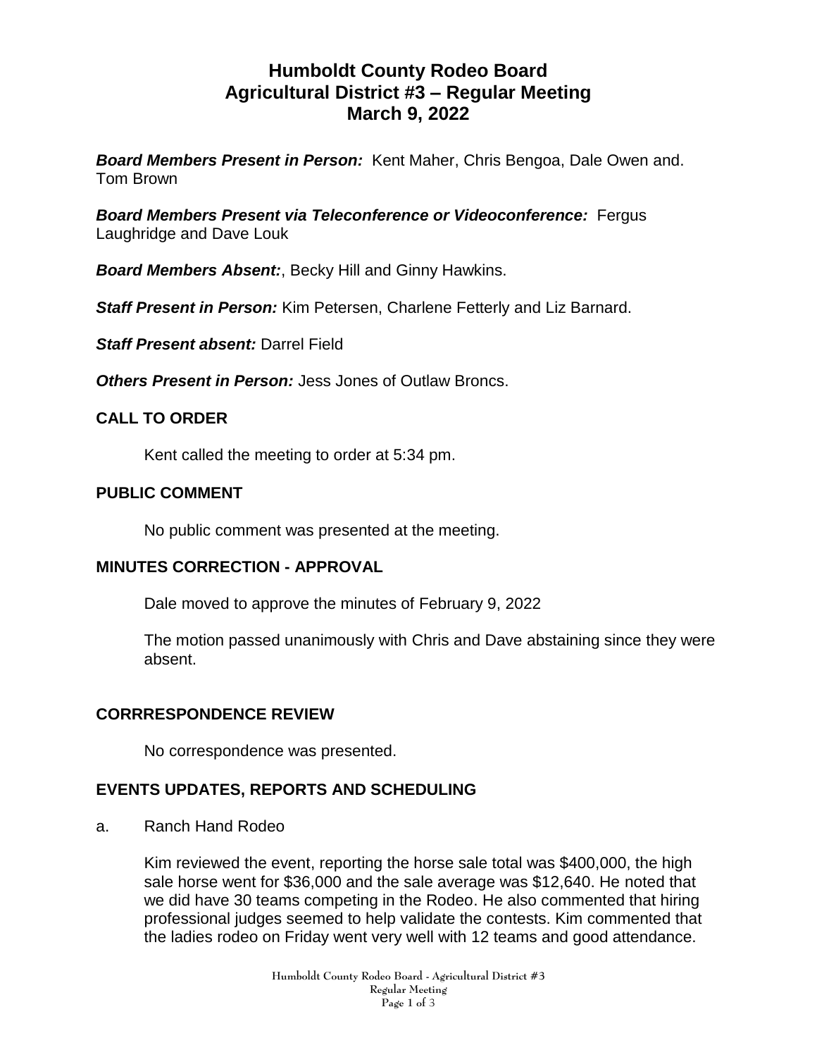# Humboldt County Rodeo Board
# Agricultural District #3 – Regular Meeting
# March 9, 2022

***Board Members Present in Person:*** Kent Maher, Chris Bengoa, Dale Owen and. Tom Brown

***Board Members Present via Teleconference or Videoconference:*** Fergus Laughridge and Dave Louk

***Board Members Absent:***, Becky Hill and Ginny Hawkins.

***Staff Present in Person:*** Kim Petersen, Charlene Fetterly and Liz Barnard.

***Staff Present absent:*** Darrel Field

***Others Present in Person:*** Jess Jones of Outlaw Broncs.

## CALL TO ORDER

Kent called the meeting to order at 5:34 pm.

## PUBLIC COMMENT

No public comment was presented at the meeting.

## MINUTES CORRECTION - APPROVAL

Dale moved to approve the minutes of February 9, 2022

The motion passed unanimously with Chris and Dave abstaining since they were absent.

## CORRRESPONDENCE REVIEW

No correspondence was presented.

## EVENTS UPDATES, REPORTS AND SCHEDULING

a. Ranch Hand Rodeo

Kim reviewed the event, reporting the horse sale total was $400,000, the high sale horse went for $36,000 and the sale average was $12,640. He noted that we did have 30 teams competing in the Rodeo. He also commented that hiring professional judges seemed to help validate the contests. Kim commented that the ladies rodeo on Friday went very well with 12 teams and good attendance.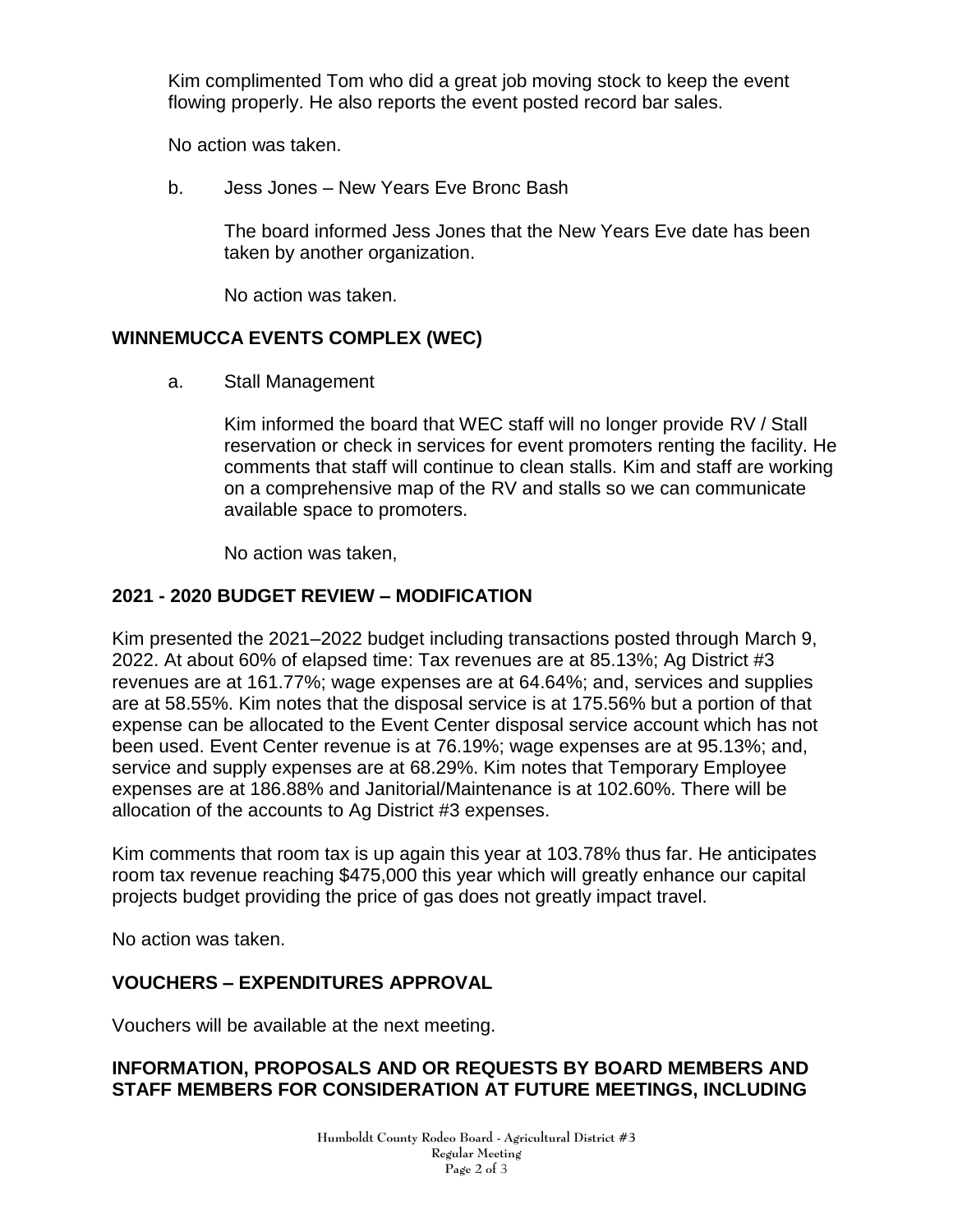Kim complimented Tom who did a great job moving stock to keep the event flowing properly. He also reports the event posted record bar sales.

No action was taken.

b. Jess Jones – New Years Eve Bronc Bash

The board informed Jess Jones that the New Years Eve date has been taken by another organization.

No action was taken.

## WINNEMUCCA EVENTS COMPLEX (WEC)

a. Stall Management

Kim informed the board that WEC staff will no longer provide RV / Stall reservation or check in services for event promoters renting the facility. He comments that staff will continue to clean stalls. Kim and staff are working on a comprehensive map of the RV and stalls so we can communicate available space to promoters.

No action was taken,

## 2021 - 2020 BUDGET REVIEW – MODIFICATION

Kim presented the 2021–2022 budget including transactions posted through March 9, 2022. At about 60% of elapsed time: Tax revenues are at 85.13%; Ag District #3 revenues are at 161.77%; wage expenses are at 64.64%; and, services and supplies are at 58.55%. Kim notes that the disposal service is at 175.56% but a portion of that expense can be allocated to the Event Center disposal service account which has not been used. Event Center revenue is at 76.19%; wage expenses are at 95.13%; and, service and supply expenses are at 68.29%. Kim notes that Temporary Employee expenses are at 186.88% and Janitorial/Maintenance is at 102.60%. There will be allocation of the accounts to Ag District #3 expenses.

Kim comments that room tax is up again this year at 103.78% thus far. He anticipates room tax revenue reaching $475,000 this year which will greatly enhance our capital projects budget providing the price of gas does not greatly impact travel.

No action was taken.

## VOUCHERS – EXPENDITURES APPROVAL

Vouchers will be available at the next meeting.

## INFORMATION, PROPOSALS AND OR REQUESTS BY BOARD MEMBERS AND STAFF MEMBERS FOR CONSIDERATION AT FUTURE MEETINGS, INCLUDING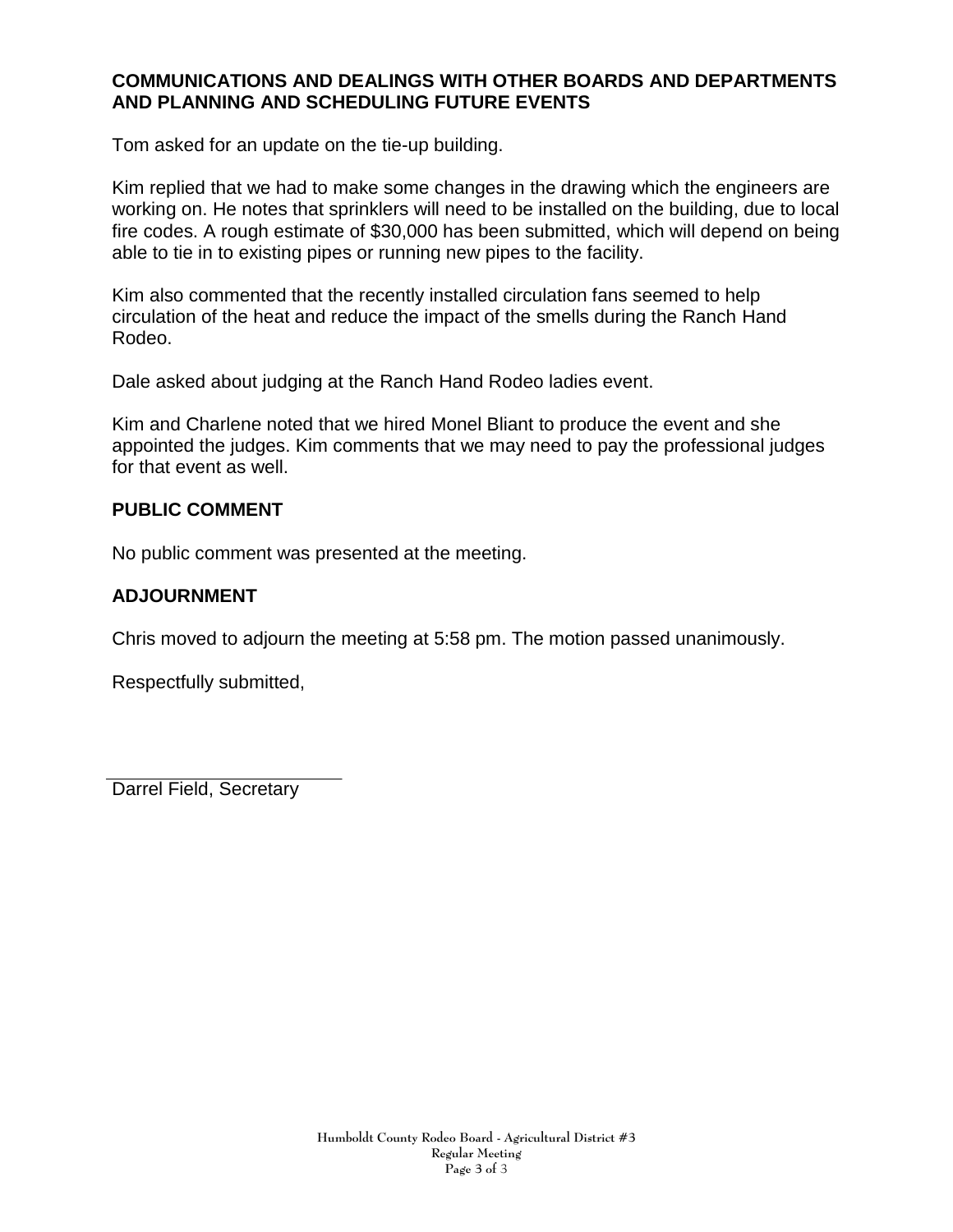## COMMUNICATIONS AND DEALINGS WITH OTHER BOARDS AND DEPARTMENTS AND PLANNING AND SCHEDULING FUTURE EVENTS

Tom asked for an update on the tie-up building.

Kim replied that we had to make some changes in the drawing which the engineers are working on. He notes that sprinklers will need to be installed on the building, due to local fire codes. A rough estimate of $30,000 has been submitted, which will depend on being able to tie in to existing pipes or running new pipes to the facility.

Kim also commented that the recently installed circulation fans seemed to help circulation of the heat and reduce the impact of the smells during the Ranch Hand Rodeo.

Dale asked about judging at the Ranch Hand Rodeo ladies event.

Kim and Charlene noted that we hired Monel Bliant to produce the event and she appointed the judges. Kim comments that we may need to pay the professional judges for that event as well.

## PUBLIC COMMENT

No public comment was presented at the meeting.

## ADJOURNMENT

Chris moved to adjourn the meeting at 5:58 pm. The motion passed unanimously.

Respectfully submitted,

\_\_\_\_\_\_\_\_\_\_\_\_\_\_\_\_\_\_\_\_\_\_\_\_

Darrel Field, Secretary